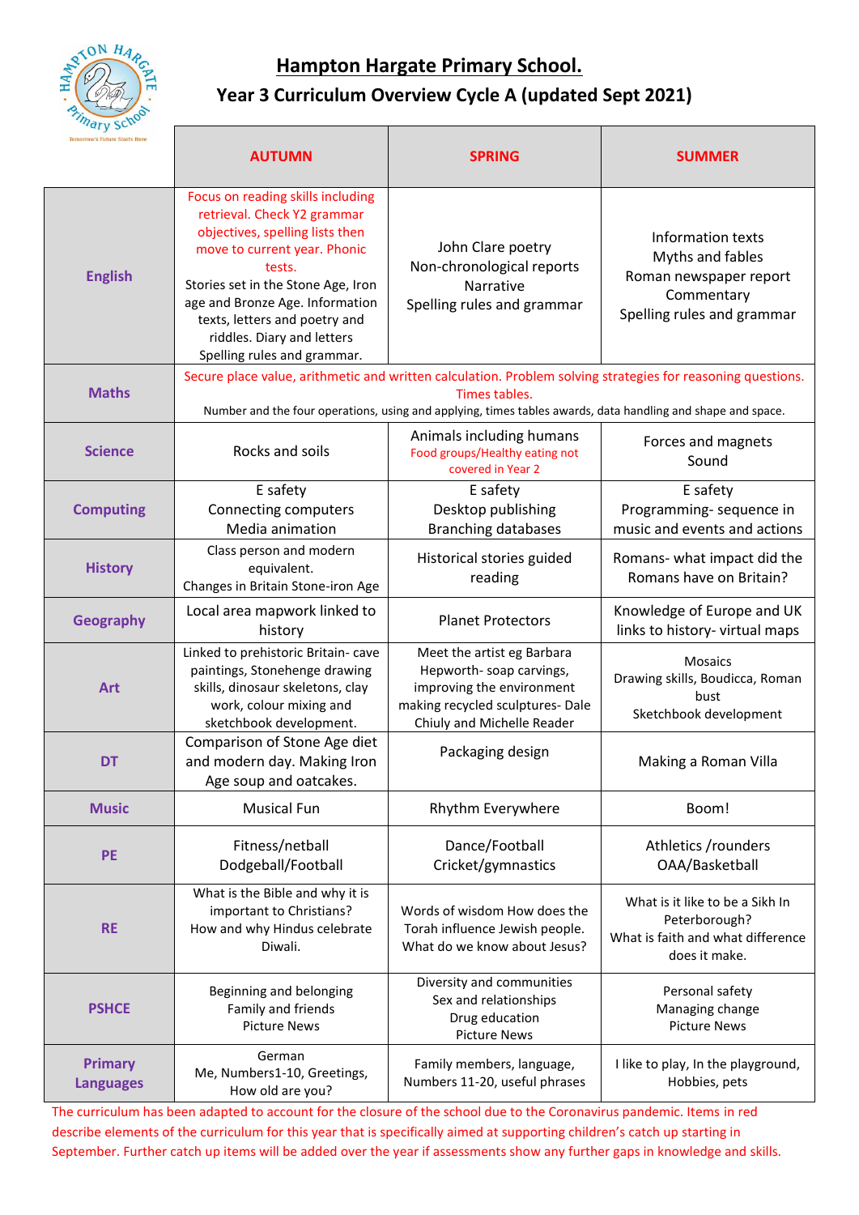# Hampton Hargate Primary School.

## Year 3 Curriculum Overview Cycle A (updated Sept 2021)

| | AUTUMN | SPRING | SUMMER |
|---|---|---|---|
| **English** | Focus on reading skills including retrieval. Check Y2 grammar objectives, spelling lists then move to current year. Phonic tests. Stories set in the Stone Age, Iron age and Bronze Age. Information texts, letters and poetry and riddles. Diary and letters Spelling rules and grammar. | John Clare poetry Non-chronological reports Narrative Spelling rules and grammar | Information texts Myths and fables Roman newspaper report Commentary Spelling rules and grammar |
| **Maths** | Secure place value, arithmetic and written calculation. Problem solving strategies for reasoning questions. Times tables. Number and the four operations, using and applying, times tables awards, data handling and shape and space. | | |
| **Science** | Rocks and soils | Animals including humans Food groups/Healthy eating not covered in Year 2 | Forces and magnets Sound |
| **Computing** | E safety Connecting computers Media animation | E safety Desktop publishing Branching databases | E safety Programming- sequence in music and events and actions |
| **History** | Class person and modern equivalent. Changes in Britain Stone-iron Age | Historical stories guided reading | Romans- what impact did the Romans have on Britain? |
| **Geography** | Local area mapwork linked to history | Planet Protectors | Knowledge of Europe and UK links to history- virtual maps |
| **Art** | Linked to prehistoric Britain- cave paintings, Stonehenge drawing skills, dinosaur skeletons, clay work, colour mixing and sketchbook development. | Meet the artist eg Barbara Hepworth- soap carvings, improving the environment making recycled sculptures- Dale Chiuly and Michelle Reader | Mosaics Drawing skills, Boudicca, Roman bust Sketchbook development |
| **DT** | Comparison of Stone Age diet and modern day. Making Iron Age soup and oatcakes. | Packaging design | Making a Roman Villa |
| **Music** | Musical Fun | Rhythm Everywhere | Boom! |
| **PE** | Fitness/netball Dodgeball/Football | Dance/Football Cricket/gymnastics | Athletics /rounders OAA/Basketball |
| **RE** | What is the Bible and why it is important to Christians? How and why Hindus celebrate Diwali. | Words of wisdom How does the Torah influence Jewish people. What do we know about Jesus? | What is it like to be a Sikh In Peterborough? What is faith and what difference does it make. |
| **PSHCE** | Beginning and belonging Family and friends Picture News | Diversity and communities Sex and relationships Drug education Picture News | Personal safety Managing change Picture News |
| **Primary Languages** | German Me, Numbers1-10, Greetings, How old are you? | Family members, language, Numbers 11-20, useful phrases | I like to play, In the playground, Hobbies, pets |

The curriculum has been adapted to account for the closure of the school due to the Coronavirus pandemic. Items in red describe elements of the curriculum for this year that is specifically aimed at supporting children's catch up starting in September. Further catch up items will be added over the year if assessments show any further gaps in knowledge and skills.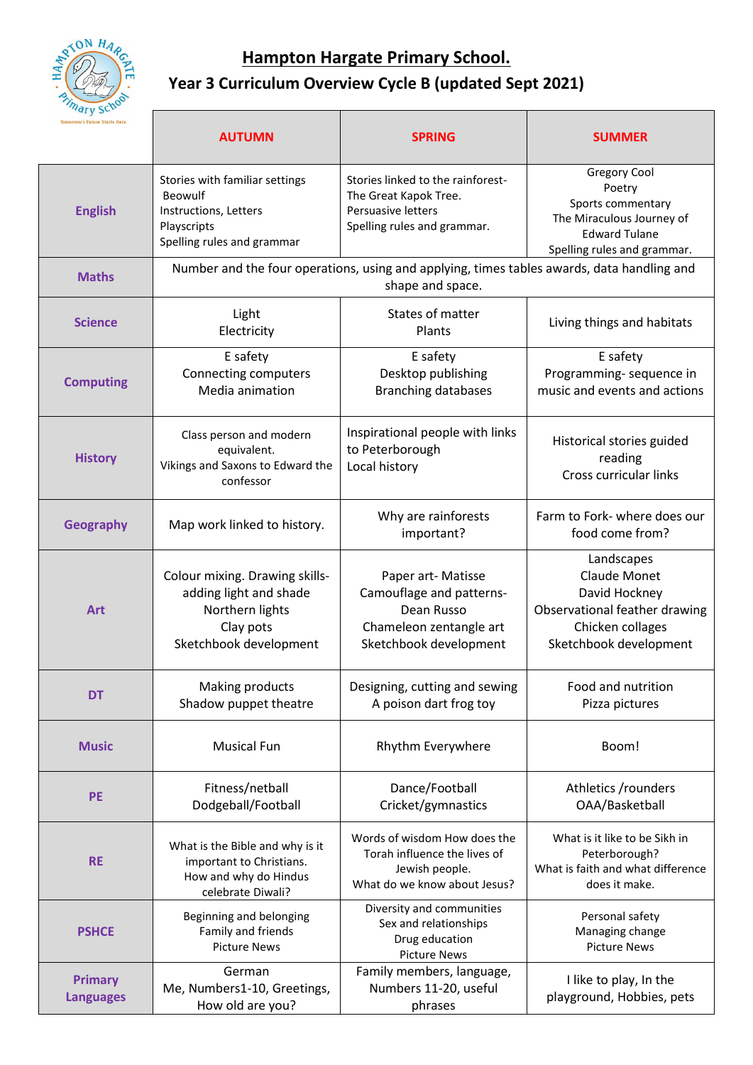# Hampton Hargate Primary School.

## Year 3 Curriculum Overview Cycle B (updated Sept 2021)

| | AUTUMN | SPRING | SUMMER |
|---|---|---|---|
| **English** | Stories with familiar settings<br>Beowulf<br>Instructions, Letters<br>Playscripts<br>Spelling rules and grammar | Stories linked to the rainforest- The Great Kapok Tree.<br>Persuasive letters<br>Spelling rules and grammar. | Gregory Cool<br>Poetry<br>Sports commentary<br>The Miraculous Journey of Edward Tulane<br>Spelling rules and grammar. |
| **Maths** | Number and the four operations, using and applying, times tables awards, data handling and shape and space. | | |
| **Science** | Light<br>Electricity | States of matter<br>Plants | Living things and habitats |
| **Computing** | E safety<br>Connecting computers<br>Media animation | E safety<br>Desktop publishing<br>Branching databases | E safety<br>Programming- sequence in music and events and actions |
| **History** | Class person and modern equivalent.<br>Vikings and Saxons to Edward the confessor | Inspirational people with links to Peterborough<br>Local history | Historical stories guided reading<br>Cross curricular links |
| **Geography** | Map work linked to history. | Why are rainforests important? | Farm to Fork- where does our food come from? |
| **Art** | Colour mixing. Drawing skills- adding light and shade<br>Northern lights<br>Clay pots<br>Sketchbook development | Paper art- Matisse<br>Camouflage and patterns- Dean Russo<br>Chameleon zentangle art<br>Sketchbook development | Landscapes<br>Claude Monet<br>David Hockney<br>Observational feather drawing<br>Chicken collages<br>Sketchbook development |
| **DT** | Making products<br>Shadow puppet theatre | Designing, cutting and sewing<br>A poison dart frog toy | Food and nutrition<br>Pizza pictures |
| **Music** | Musical Fun | Rhythm Everywhere | Boom! |
| **PE** | Fitness/netball<br>Dodgeball/Football | Dance/Football<br>Cricket/gymnastics | Athletics /rounders<br>OAA/Basketball |
| **RE** | What is the Bible and why is it important to Christians.<br>How and why do Hindus celebrate Diwali? | Words of wisdom How does the Torah influence the lives of Jewish people.<br>What do we know about Jesus? | What is it like to be Sikh in Peterborough?<br>What is faith and what difference does it make. |
| **PSHCE** | Beginning and belonging<br>Family and friends<br>Picture News | Diversity and communities<br>Sex and relationships<br>Drug education<br>Picture News | Personal safety<br>Managing change<br>Picture News |
| **Primary Languages** | German<br>Me, Numbers1-10, Greetings, How old are you? | Family members, language, Numbers 11-20, useful phrases | I like to play, In the playground, Hobbies, pets |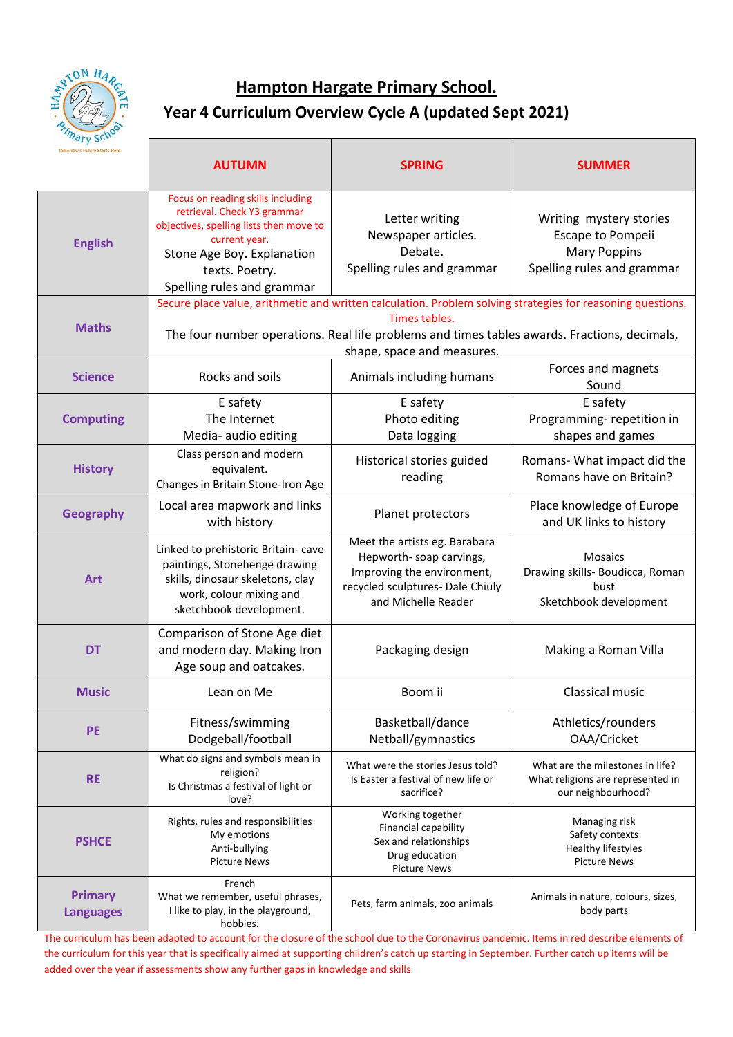# Hampton Hargate Primary School.

## Year 4 Curriculum Overview Cycle A (updated Sept 2021)

| | AUTUMN | SPRING | SUMMER |
|---|---|---|---|
| **English** | Focus on reading skills including retrieval. Check Y3 grammar objectives, spelling lists then move to current year. Stone Age Boy. Explanation texts. Poetry. Spelling rules and grammar | Letter writing Newspaper articles. Debate. Spelling rules and grammar | Writing mystery stories Escape to Pompeii Mary Poppins Spelling rules and grammar |
| **Maths** | Secure place value, arithmetic and written calculation. Problem solving strategies for reasoning questions. Times tables. The four number operations. Real life problems and times tables awards. Fractions, decimals, shape, space and measures. | | |
| **Science** | Rocks and soils | Animals including humans | Forces and magnets Sound |
| **Computing** | E safety The Internet Media- audio editing | E safety Photo editing Data logging | E safety Programming- repetition in shapes and games |
| **History** | Class person and modern equivalent. Changes in Britain Stone-Iron Age | Historical stories guided reading | Romans- What impact did the Romans have on Britain? |
| **Geography** | Local area mapwork and links with history | Planet protectors | Place knowledge of Europe and UK links to history |
| **Art** | Linked to prehistoric Britain- cave paintings, Stonehenge drawing skills, dinosaur skeletons, clay work, colour mixing and sketchbook development. | Meet the artists eg. Barabara Hepworth- soap carvings, Improving the environment, recycled sculptures- Dale Chiuly and Michelle Reader | Mosaics Drawing skills- Boudicca, Roman bust Sketchbook development |
| **DT** | Comparison of Stone Age diet and modern day. Making Iron Age soup and oatcakes. | Packaging design | Making a Roman Villa |
| **Music** | Lean on Me | Boom ii | Classical music |
| **PE** | Fitness/swimming Dodgeball/football | Basketball/dance Netball/gymnastics | Athletics/rounders OAA/Cricket |
| **RE** | What do signs and symbols mean in religion? Is Christmas a festival of light or love? | What were the stories Jesus told? Is Easter a festival of new life or sacrifice? | What are the milestones in life? What religions are represented in our neighbourhood? |
| **PSHCE** | Rights, rules and responsibilities My emotions Anti-bullying Picture News | Working together Financial capability Sex and relationships Drug education Picture News | Managing risk Safety contexts Healthy lifestyles Picture News |
| **Primary Languages** | French What we remember, useful phrases, I like to play, in the playground, hobbies. | Pets, farm animals, zoo animals | Animals in nature, colours, sizes, body parts |

The curriculum has been adapted to account for the closure of the school due to the Coronavirus pandemic. Items in red describe elements of the curriculum for this year that is specifically aimed at supporting children's catch up starting in September. Further catch up items will be added over the year if assessments show any further gaps in knowledge and skills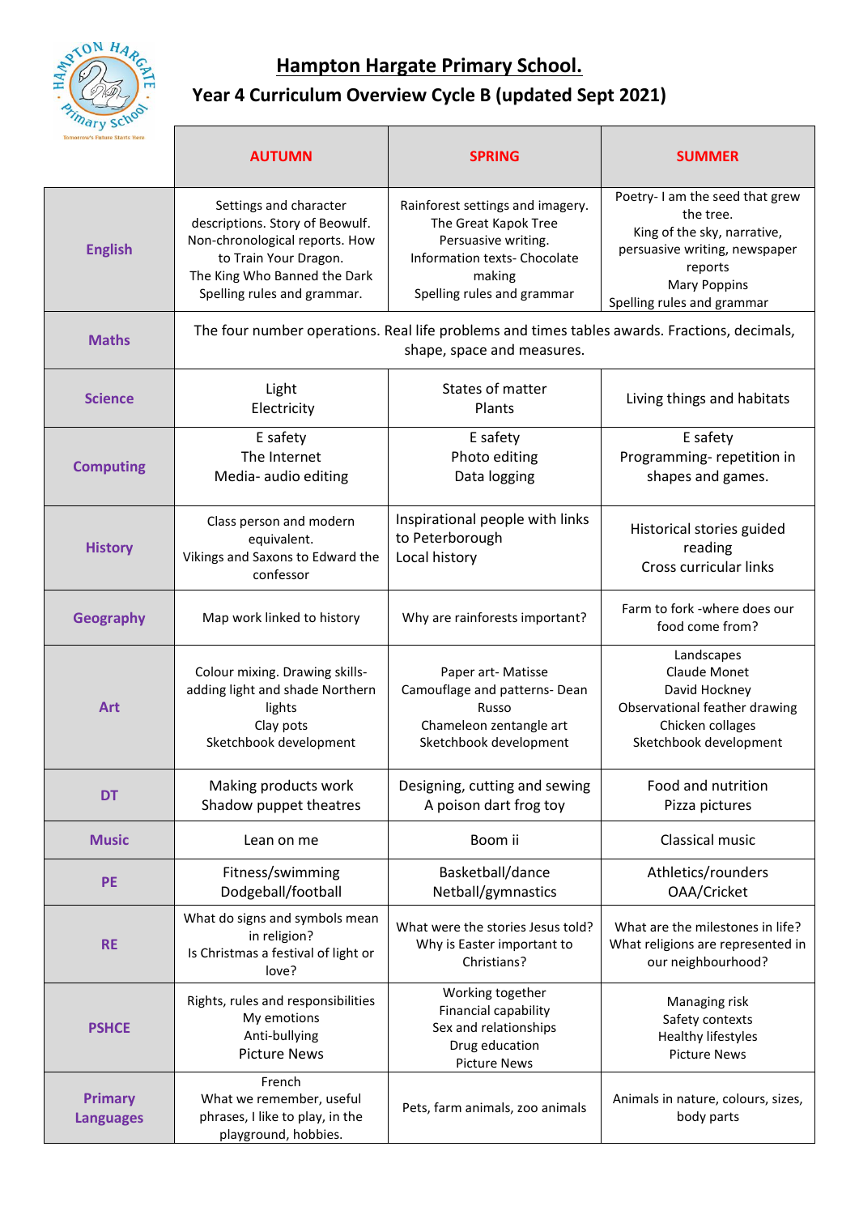# Hampton Hargate Primary School.

## Year 4 Curriculum Overview Cycle B (updated Sept 2021)

| | AUTUMN | SPRING | SUMMER |
|---|---|---|---|
| **English** | Settings and character descriptions. Story of Beowulf. Non-chronological reports. How to Train Your Dragon. The King Who Banned the Dark Spelling rules and grammar. | Rainforest settings and imagery. The Great Kapok Tree Persuasive writing. Information texts- Chocolate making Spelling rules and grammar | Poetry- I am the seed that grew the tree. King of the sky, narrative, persuasive writing, newspaper reports Mary Poppins Spelling rules and grammar |
| **Maths** | The four number operations. Real life problems and times tables awards. Fractions, decimals, shape, space and measures. | | |
| **Science** | Light Electricity | States of matter Plants | Living things and habitats |
| **Computing** | E safety The Internet Media- audio editing | E safety Photo editing Data logging | E safety Programming- repetition in shapes and games. |
| **History** | Class person and modern equivalent. Vikings and Saxons to Edward the confessor | Inspirational people with links to Peterborough Local history | Historical stories guided reading Cross curricular links |
| **Geography** | Map work linked to history | Why are rainforests important? | Farm to fork -where does our food come from? |
| **Art** | Colour mixing. Drawing skills- adding light and shade Northern lights Clay pots Sketchbook development | Paper art- Matisse Camouflage and patterns- Dean Russo Chameleon zentangle art Sketchbook development | Landscapes Claude Monet David Hockney Observational feather drawing Chicken collages Sketchbook development |
| **DT** | Making products work Shadow puppet theatres | Designing, cutting and sewing A poison dart frog toy | Food and nutrition Pizza pictures |
| **Music** | Lean on me | Boom ii | Classical music |
| **PE** | Fitness/swimming Dodgeball/football | Basketball/dance Netball/gymnastics | Athletics/rounders OAA/Cricket |
| **RE** | What do signs and symbols mean in religion? Is Christmas a festival of light or love? | What were the stories Jesus told? Why is Easter important to Christians? | What are the milestones in life? What religions are represented in our neighbourhood? |
| **PSHCE** | Rights, rules and responsibilities My emotions Anti-bullying Picture News | Working together Financial capability Sex and relationships Drug education Picture News | Managing risk Safety contexts Healthy lifestyles Picture News |
| **Primary Languages** | French What we remember, useful phrases, I like to play, in the playground, hobbies. | Pets, farm animals, zoo animals | Animals in nature, colours, sizes, body parts |